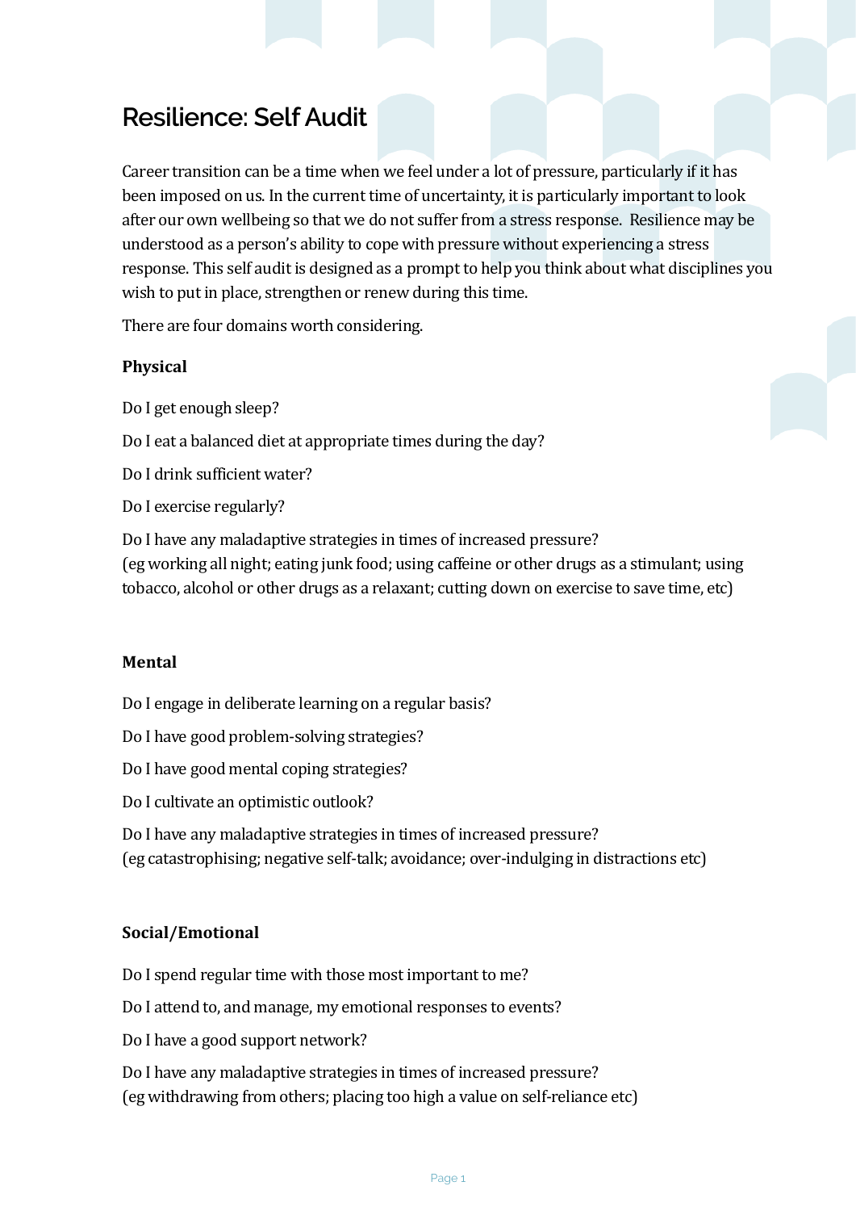# Resilience: Self Audit

Career transition can be a time when we feel under a lot of pressure, particularly if it has been imposed on us. In the current time of uncertainty, it is particularly important to look after our own wellbeing so that we do not suffer from a stress response. Resilience may be understood as a person's ability to cope with pressure without experiencing a stress response. This self audit is designed as a prompt to help you think about what disciplines you wish to put in place, strengthen or renew during this time.

There are four domains worth considering.

**Physical**

Do I get enough sleep?

Do I eat a balanced diet at appropriate times during the day?

Do I drink sufficient water?

Do I exercise regularly?

Do I have any maladaptive strategies in times of increased pressure?
(eg working all night; eating junk food; using caffeine or other drugs as a stimulant; using tobacco, alcohol or other drugs as a relaxant; cutting down on exercise to save time, etc)

**Mental**

Do I engage in deliberate learning on a regular basis?

Do I have good problem-solving strategies?

Do I have good mental coping strategies?

Do I cultivate an optimistic outlook?

Do I have any maladaptive strategies in times of increased pressure?
(eg catastrophising; negative self-talk; avoidance; over-indulging in distractions etc)

**Social/Emotional**

Do I spend regular time with those most important to me?

Do I attend to, and manage, my emotional responses to events?

Do I have a good support network?

Do I have any maladaptive strategies in times of increased pressure?
(eg withdrawing from others; placing too high a value on self-reliance etc)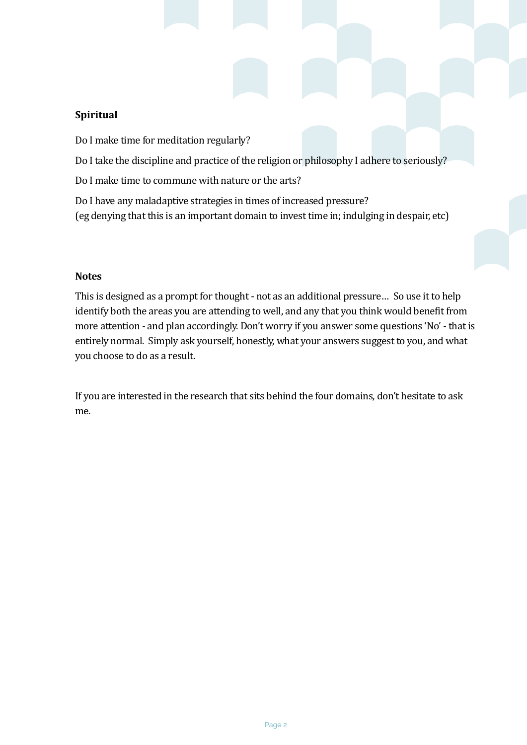**Spiritual**

Do I make time for meditation regularly?

Do I take the discipline and practice of the religion or philosophy I adhere to seriously?

Do I make time to commune with nature or the arts?

Do I have any maladaptive strategies in times of increased pressure?
(eg denying that this is an important domain to invest time in; indulging in despair, etc)

**Notes**

This is designed as a prompt for thought - not as an additional pressure… So use it to help identify both the areas you are attending to well, and any that you think would benefit from more attention - and plan accordingly. Don't worry if you answer some questions 'No' - that is entirely normal. Simply ask yourself, honestly, what your answers suggest to you, and what you choose to do as a result.

If you are interested in the research that sits behind the four domains, don't hesitate to ask me.